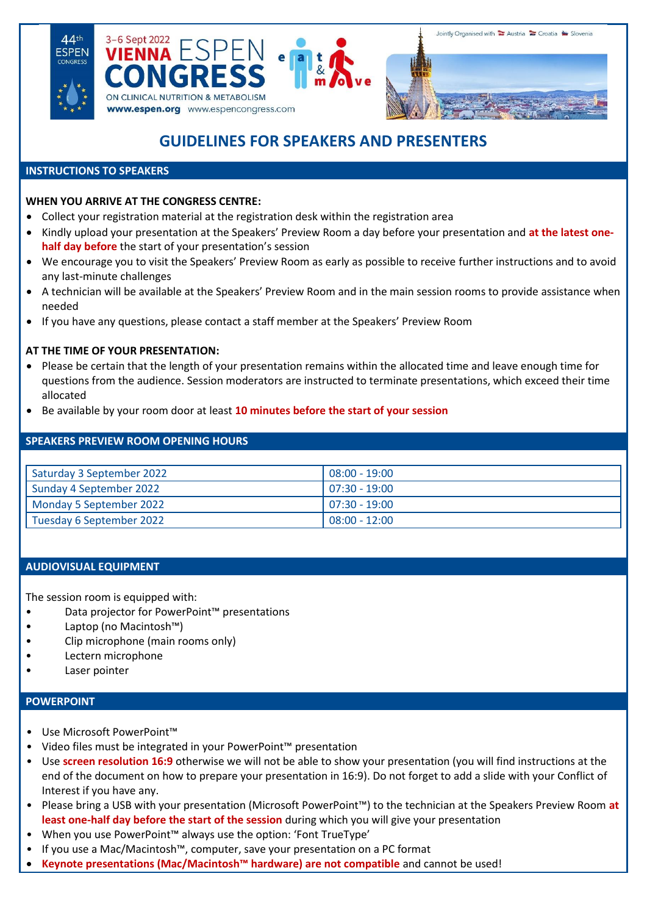44th ESPEN CONGRESS

3–6 Sept 2022 VIENNA ESPEN CONGRESS ON CLINICAL NUTRITION & METABOLISM

www.espen.org www.espencongress.com

eat & move

Jointly Organised with Austria Croatia Slovenia

# GUIDELINES FOR SPEAKERS AND PRESENTERS

## INSTRUCTIONS TO SPEAKERS

**WHEN YOU ARRIVE AT THE CONGRESS CENTRE:**

- Collect your registration material at the registration desk within the registration area
- Kindly upload your presentation at the Speakers' Preview Room a day before your presentation and **at the latest one-half day before** the start of your presentation's session
- We encourage you to visit the Speakers' Preview Room as early as possible to receive further instructions and to avoid any last-minute challenges
- A technician will be available at the Speakers' Preview Room and in the main session rooms to provide assistance when needed
- If you have any questions, please contact a staff member at the Speakers' Preview Room

**AT THE TIME OF YOUR PRESENTATION:**

- Please be certain that the length of your presentation remains within the allocated time and leave enough time for questions from the audience. Session moderators are instructed to terminate presentations, which exceed their time allocated
- Be available by your room door at least **10 minutes before the start of your session**

## SPEAKERS PREVIEW ROOM OPENING HOURS

| Day | Hours |
|---|---|
| Saturday 3 September 2022 | 08:00 - 19:00 |
| Sunday 4 September 2022 | 07:30 - 19:00 |
| Monday 5 September 2022 | 07:30 - 19:00 |
| Tuesday 6 September 2022 | 08:00 - 12:00 |

## AUDIOVISUAL EQUIPMENT

The session room is equipped with:

- Data projector for PowerPoint™ presentations
- Laptop (no Macintosh™)
- Clip microphone (main rooms only)
- Lectern microphone
- Laser pointer

## POWERPOINT

- Use Microsoft PowerPoint™
- Video files must be integrated in your PowerPoint™ presentation
- Use **screen resolution 16:9** otherwise we will not be able to show your presentation (you will find instructions at the end of the document on how to prepare your presentation in 16:9). Do not forget to add a slide with your Conflict of Interest if you have any.
- Please bring a USB with your presentation (Microsoft PowerPoint™) to the technician at the Speakers Preview Room **at least one-half day before the start of the session** during which you will give your presentation
- When you use PowerPoint™ always use the option: 'Font TrueType'
- If you use a Mac/Macintosh™, computer, save your presentation on a PC format
- **Keynote presentations (Mac/Macintosh™ hardware) are not compatible** and cannot be used!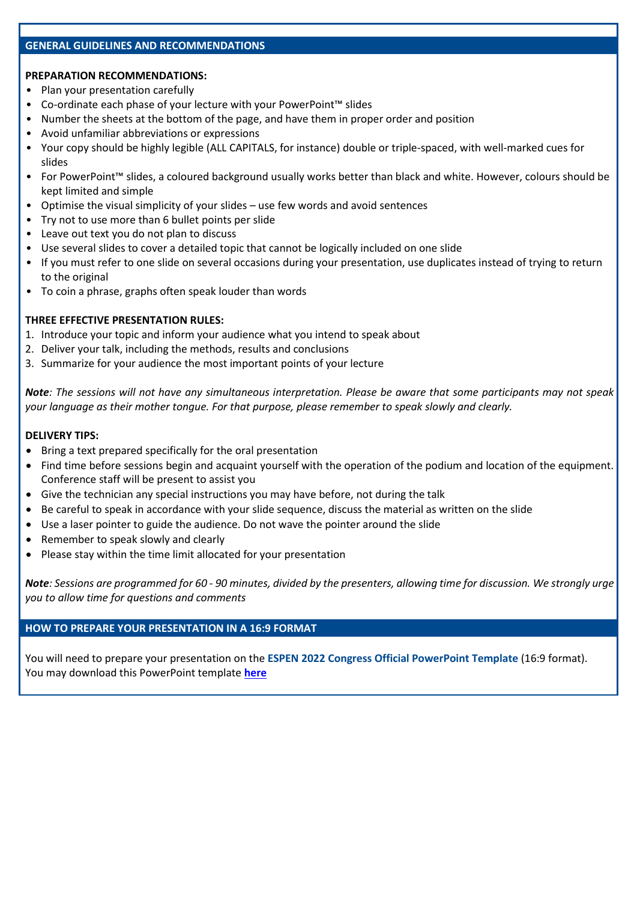## GENERAL GUIDELINES AND RECOMMENDATIONS

**PREPARATION RECOMMENDATIONS:**

- Plan your presentation carefully
- Co-ordinate each phase of your lecture with your PowerPoint™ slides
- Number the sheets at the bottom of the page, and have them in proper order and position
- Avoid unfamiliar abbreviations or expressions
- Your copy should be highly legible (ALL CAPITALS, for instance) double or triple-spaced, with well-marked cues for slides
- For PowerPoint™ slides, a coloured background usually works better than black and white. However, colours should be kept limited and simple
- Optimise the visual simplicity of your slides – use few words and avoid sentences
- Try not to use more than 6 bullet points per slide
- Leave out text you do not plan to discuss
- Use several slides to cover a detailed topic that cannot be logically included on one slide
- If you must refer to one slide on several occasions during your presentation, use duplicates instead of trying to return to the original
- To coin a phrase, graphs often speak louder than words

**THREE EFFECTIVE PRESENTATION RULES:**

1. Introduce your topic and inform your audience what you intend to speak about
2. Deliver your talk, including the methods, results and conclusions
3. Summarize for your audience the most important points of your lecture

***Note**: The sessions will not have any simultaneous interpretation. Please be aware that some participants may not speak your language as their mother tongue. For that purpose, please remember to speak slowly and clearly.*

**DELIVERY TIPS:**

- Bring a text prepared specifically for the oral presentation
- Find time before sessions begin and acquaint yourself with the operation of the podium and location of the equipment. Conference staff will be present to assist you
- Give the technician any special instructions you may have before, not during the talk
- Be careful to speak in accordance with your slide sequence, discuss the material as written on the slide
- Use a laser pointer to guide the audience. Do not wave the pointer around the slide
- Remember to speak slowly and clearly
- Please stay within the time limit allocated for your presentation

***Note**: Sessions are programmed for 60 - 90 minutes, divided by the presenters, allowing time for discussion. We strongly urge you to allow time for questions and comments*

## HOW TO PREPARE YOUR PRESENTATION IN A 16:9 FORMAT

You will need to prepare your presentation on the **ESPEN 2022 Congress Official PowerPoint Template** (16:9 format). You may download this PowerPoint template **here**